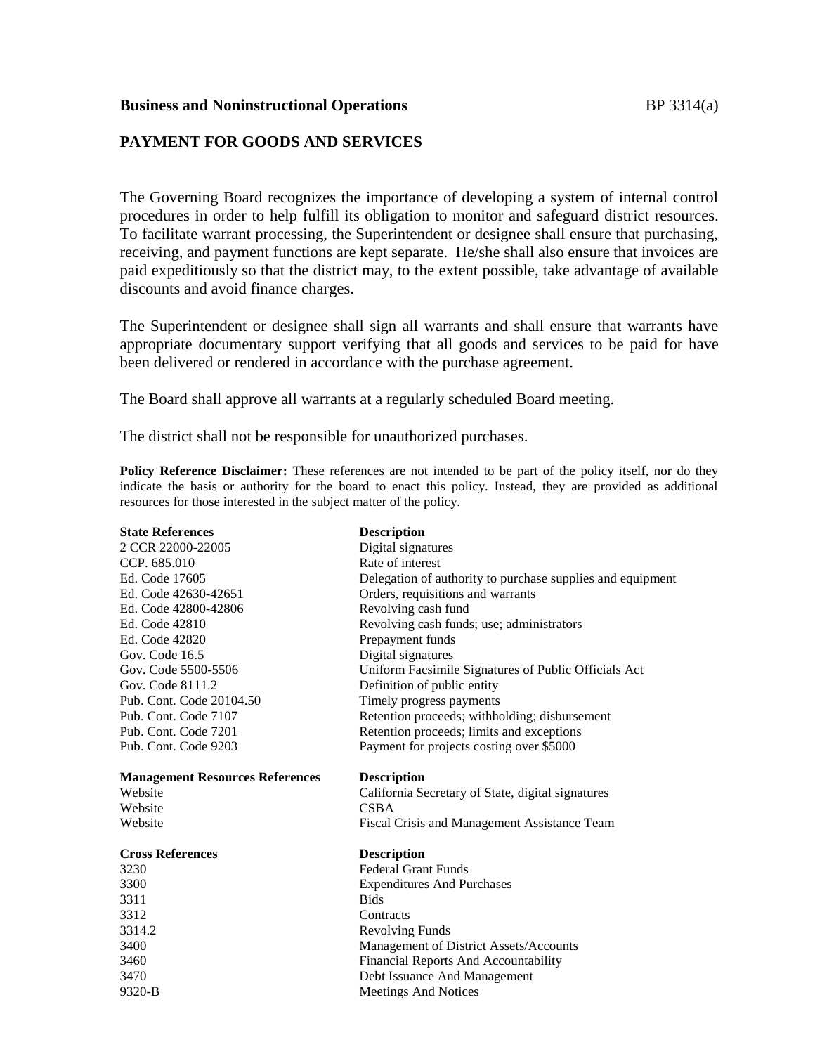**Business and Noninstructional Operations** BP 3314(a)

## PAYMENT FOR GOODS AND SERVICES

The Governing Board recognizes the importance of developing a system of internal control procedures in order to help fulfill its obligation to monitor and safeguard district resources. To facilitate warrant processing, the Superintendent or designee shall ensure that purchasing, receiving, and payment functions are kept separate. He/she shall also ensure that invoices are paid expeditiously so that the district may, to the extent possible, take advantage of available discounts and avoid finance charges.

The Superintendent or designee shall sign all warrants and shall ensure that warrants have appropriate documentary support verifying that all goods and services to be paid for have been delivered or rendered in accordance with the purchase agreement.

The Board shall approve all warrants at a regularly scheduled Board meeting.

The district shall not be responsible for unauthorized purchases.

**Policy Reference Disclaimer:** These references are not intended to be part of the policy itself, nor do they indicate the basis or authority for the board to enact this policy. Instead, they are provided as additional resources for those interested in the subject matter of the policy.

| State References | Description |
|---|---|
| 2 CCR 22000-22005 | Digital signatures |
| CCP. 685.010 | Rate of interest |
| Ed. Code 17605 | Delegation of authority to purchase supplies and equipment |
| Ed. Code 42630-42651 | Orders, requisitions and warrants |
| Ed. Code 42800-42806 | Revolving cash fund |
| Ed. Code 42810 | Revolving cash funds; use; administrators |
| Ed. Code 42820 | Prepayment funds |
| Gov. Code 16.5 | Digital signatures |
| Gov. Code 5500-5506 | Uniform Facsimile Signatures of Public Officials Act |
| Gov. Code 8111.2 | Definition of public entity |
| Pub. Cont. Code 20104.50 | Timely progress payments |
| Pub. Cont. Code 7107 | Retention proceeds; withholding; disbursement |
| Pub. Cont. Code 7201 | Retention proceeds; limits and exceptions |
| Pub. Cont. Code 9203 | Payment for projects costing over $5000 |

| Management Resources References | Description |
|---|---|
| Website | California Secretary of State, digital signatures |
| Website | CSBA |
| Website | Fiscal Crisis and Management Assistance Team |

| Cross References | Description |
|---|---|
| 3230 | Federal Grant Funds |
| 3300 | Expenditures And Purchases |
| 3311 | Bids |
| 3312 | Contracts |
| 3314.2 | Revolving Funds |
| 3400 | Management of District Assets/Accounts |
| 3460 | Financial Reports And Accountability |
| 3470 | Debt Issuance And Management |
| 9320-B | Meetings And Notices |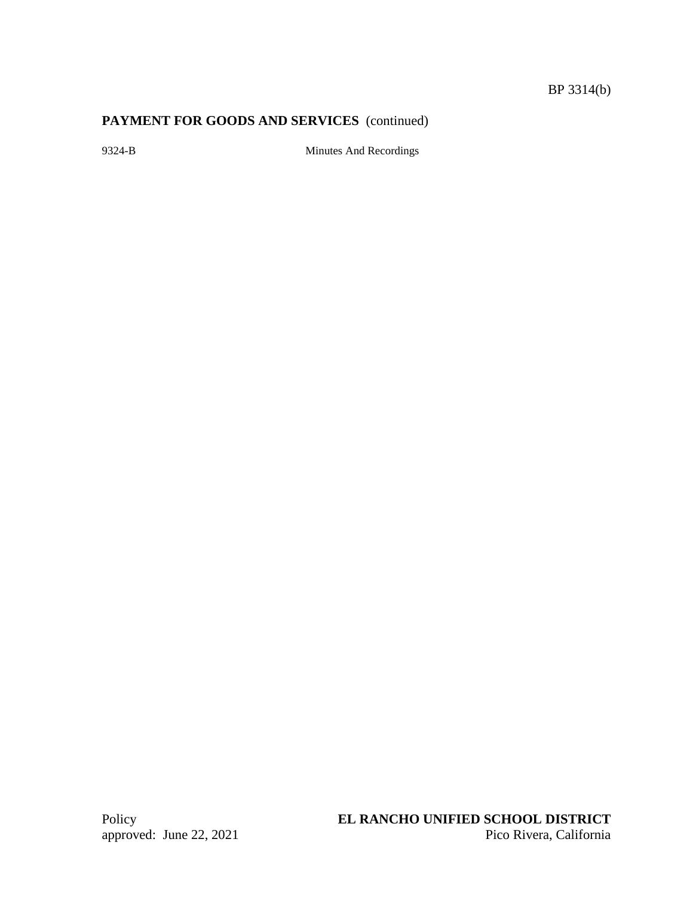9324-B Minutes And Recordings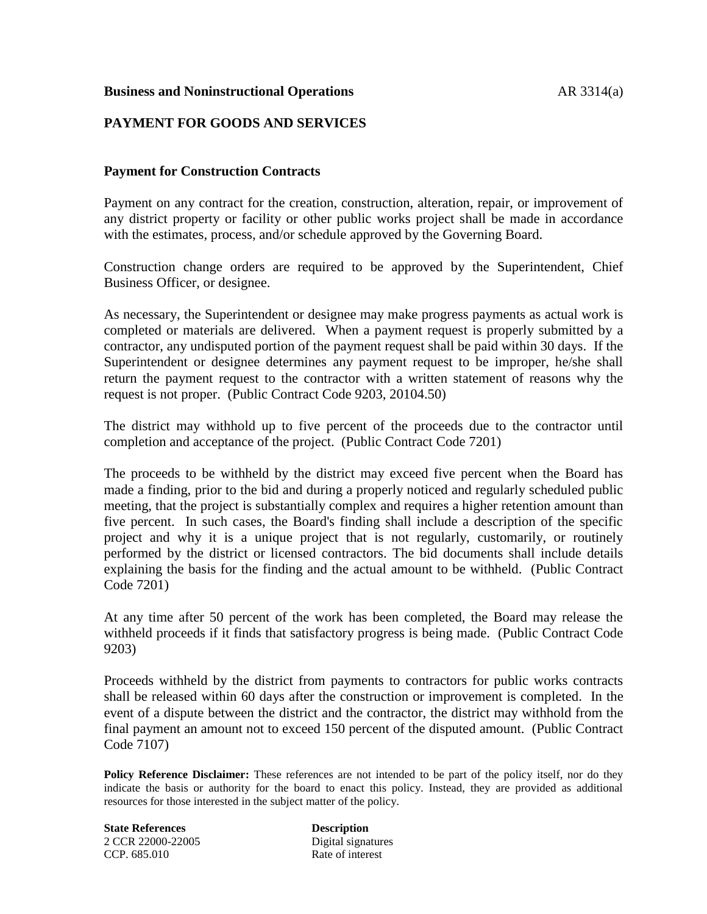**Business and Noninstructional Operations** AR 3314(a)

## PAYMENT FOR GOODS AND SERVICES

### Payment for Construction Contracts

Payment on any contract for the creation, construction, alteration, repair, or improvement of any district property or facility or other public works project shall be made in accordance with the estimates, process, and/or schedule approved by the Governing Board.

Construction change orders are required to be approved by the Superintendent, Chief Business Officer, or designee.

As necessary, the Superintendent or designee may make progress payments as actual work is completed or materials are delivered. When a payment request is properly submitted by a contractor, any undisputed portion of the payment request shall be paid within 30 days. If the Superintendent or designee determines any payment request to be improper, he/she shall return the payment request to the contractor with a written statement of reasons why the request is not proper. (Public Contract Code 9203, 20104.50)

The district may withhold up to five percent of the proceeds due to the contractor until completion and acceptance of the project. (Public Contract Code 7201)

The proceeds to be withheld by the district may exceed five percent when the Board has made a finding, prior to the bid and during a properly noticed and regularly scheduled public meeting, that the project is substantially complex and requires a higher retention amount than five percent. In such cases, the Board's finding shall include a description of the specific project and why it is a unique project that is not regularly, customarily, or routinely performed by the district or licensed contractors. The bid documents shall include details explaining the basis for the finding and the actual amount to be withheld. (Public Contract Code 7201)

At any time after 50 percent of the work has been completed, the Board may release the withheld proceeds if it finds that satisfactory progress is being made. (Public Contract Code 9203)

Proceeds withheld by the district from payments to contractors for public works contracts shall be released within 60 days after the construction or improvement is completed. In the event of a dispute between the district and the contractor, the district may withhold from the final payment an amount not to exceed 150 percent of the disputed amount. (Public Contract Code 7107)

**Policy Reference Disclaimer:** These references are not intended to be part of the policy itself, nor do they indicate the basis or authority for the board to enact this policy. Instead, they are provided as additional resources for those interested in the subject matter of the policy.

| **State References** | **Description** |
|---|---|
| 2 CCR 22000-22005 | Digital signatures |
| CCP. 685.010 | Rate of interest |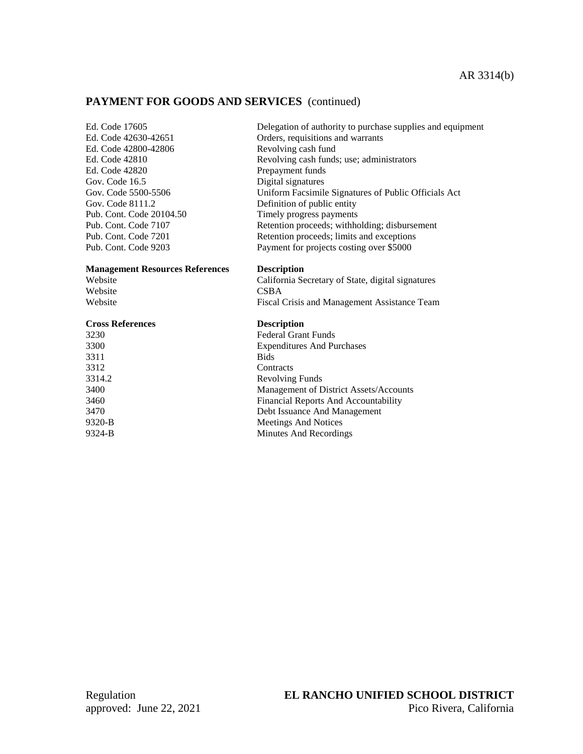## PAYMENT FOR GOODS AND SERVICES (continued)

| | |
|---|---|
| Ed. Code 17605 | Delegation of authority to purchase supplies and equipment |
| Ed. Code 42630-42651 | Orders, requisitions and warrants |
| Ed. Code 42800-42806 | Revolving cash fund |
| Ed. Code 42810 | Revolving cash funds; use; administrators |
| Ed. Code 42820 | Prepayment funds |
| Gov. Code 16.5 | Digital signatures |
| Gov. Code 5500-5506 | Uniform Facsimile Signatures of Public Officials Act |
| Gov. Code 8111.2 | Definition of public entity |
| Pub. Cont. Code 20104.50 | Timely progress payments |
| Pub. Cont. Code 7107 | Retention proceeds; withholding; disbursement |
| Pub. Cont. Code 7201 | Retention proceeds; limits and exceptions |
| Pub. Cont. Code 9203 | Payment for projects costing over $5000 |

| Management Resources References | Description |
|---|---|
| Website | California Secretary of State, digital signatures |
| Website | CSBA |
| Website | Fiscal Crisis and Management Assistance Team |

| Cross References | Description |
|---|---|
| 3230 | Federal Grant Funds |
| 3300 | Expenditures And Purchases |
| 3311 | Bids |
| 3312 | Contracts |
| 3314.2 | Revolving Funds |
| 3400 | Management of District Assets/Accounts |
| 3460 | Financial Reports And Accountability |
| 3470 | Debt Issuance And Management |
| 9320-B | Meetings And Notices |
| 9324-B | Minutes And Recordings |

Regulation approved: June 22, 2021

**EL RANCHO UNIFIED SCHOOL DISTRICT**
Pico Rivera, California